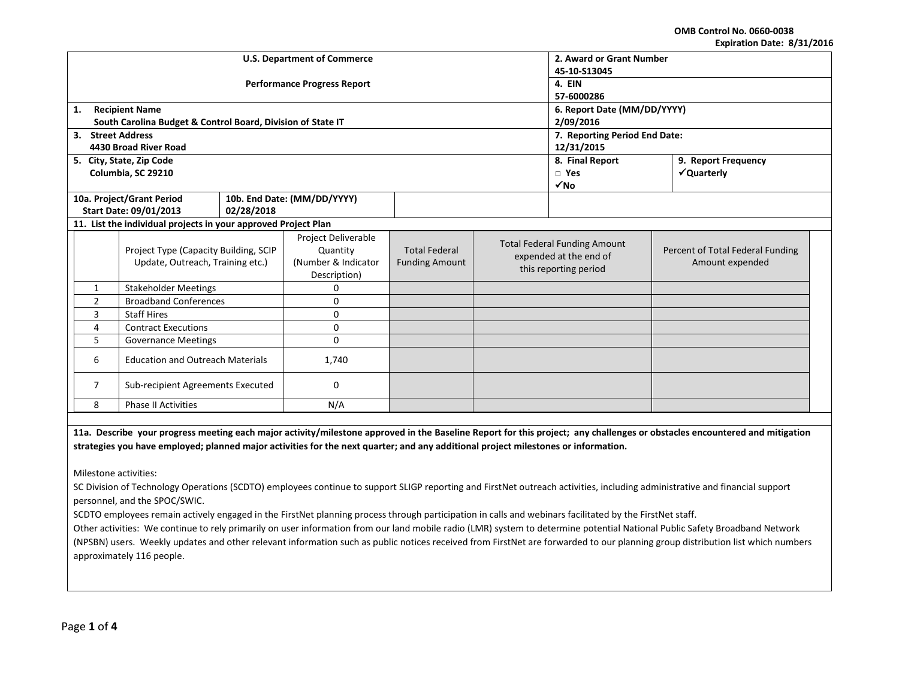OMB Control No. 0660-0038
Expiration Date: 8/31/2016

| U.S. Department of Commerce<br><br>Performance Progress Report | 2. Award or Grant Number<br>45-10-S13045 | |
|---|---|---|
| | 4. EIN<br>57-6000286 | |
| 1. Recipient Name<br>South Carolina Budget & Control Board, Division of State IT | 6. Report Date (MM/DD/YYYY)<br>2/09/2016 | |
| 3. Street Address<br>4430 Broad River Road | 7. Reporting Period End Date:<br>12/31/2015 | |
| 5. City, State, Zip Code<br>Columbia, SC 29210 | 8. Final Report<br>□ Yes<br>✓No | 9. Report Frequency<br>✓Quarterly |
| 10a. Project/Grant Period Start Date: 09/01/2013 | 10b. End Date: (MM/DD/YYYY)<br>02/28/2018 | |

**11. List the individual projects in your approved Project Plan**

| | Project Type (Capacity Building, SCIP Update, Outreach, Training etc.) | Project Deliverable Quantity (Number & Indicator Description) | Total Federal Funding Amount | Total Federal Funding Amount expended at the end of this reporting period | Percent of Total Federal Funding Amount expended |
|---|---|---|---|---|---|
| 1 | Stakeholder Meetings | 0 | | | |
| 2 | Broadband Conferences | 0 | | | |
| 3 | Staff Hires | 0 | | | |
| 4 | Contract Executions | 0 | | | |
| 5 | Governance Meetings | 0 | | | |
| 6 | Education and Outreach Materials | 1,740 | | | |
| 7 | Sub-recipient Agreements Executed | 0 | | | |
| 8 | Phase II Activities | N/A | | | |

**11a. Describe your progress meeting each major activity/milestone approved in the Baseline Report for this project; any challenges or obstacles encountered and mitigation strategies you have employed; planned major activities for the next quarter; and any additional project milestones or information.**

Milestone activities:

SC Division of Technology Operations (SCDTO) employees continue to support SLIGP reporting and FirstNet outreach activities, including administrative and financial support personnel, and the SPOC/SWIC.

SCDTO employees remain actively engaged in the FirstNet planning process through participation in calls and webinars facilitated by the FirstNet staff.

Other activities: We continue to rely primarily on user information from our land mobile radio (LMR) system to determine potential National Public Safety Broadband Network (NPSBN) users. Weekly updates and other relevant information such as public notices received from FirstNet are forwarded to our planning group distribution list which numbers approximately 116 people.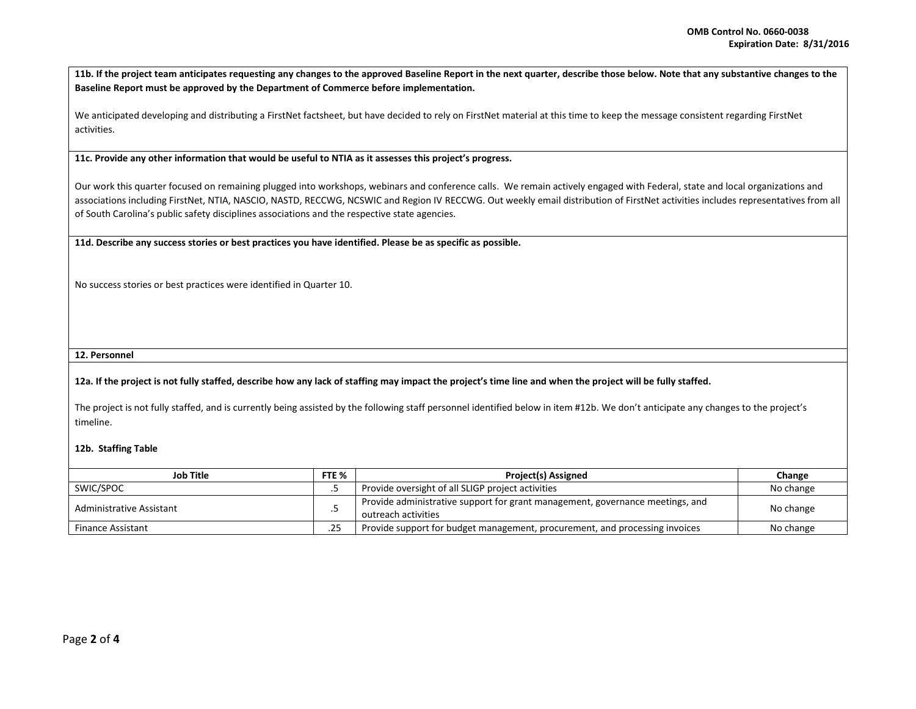**11b. If the project team anticipates requesting any changes to the approved Baseline Report in the next quarter, describe those below. Note that any substantive changes to the Baseline Report must be approved by the Department of Commerce before implementation.**

We anticipated developing and distributing a FirstNet factsheet, but have decided to rely on FirstNet material at this time to keep the message consistent regarding FirstNet activities.

**11c. Provide any other information that would be useful to NTIA as it assesses this project's progress.**

Our work this quarter focused on remaining plugged into workshops, webinars and conference calls. We remain actively engaged with Federal, state and local organizations and associations including FirstNet, NTIA, NASCIO, NASTD, RECCWG, NCSWIC and Region IV RECCWG. Out weekly email distribution of FirstNet activities includes representatives from all of South Carolina's public safety disciplines associations and the respective state agencies.

**11d. Describe any success stories or best practices you have identified. Please be as specific as possible.**

No success stories or best practices were identified in Quarter 10.

**12. Personnel**

**12a. If the project is not fully staffed, describe how any lack of staffing may impact the project's time line and when the project will be fully staffed.**

The project is not fully staffed, and is currently being assisted by the following staff personnel identified below in item #12b. We don't anticipate any changes to the project's timeline.

**12b. Staffing Table**

| Job Title | FTE % | Project(s) Assigned | Change |
|---|---|---|---|
| SWIC/SPOC | .5 | Provide oversight of all SLIGP project activities | No change |
| Administrative Assistant | .5 | Provide administrative support for grant management, governance meetings, and outreach activities | No change |
| Finance Assistant | .25 | Provide support for budget management, procurement, and processing invoices | No change |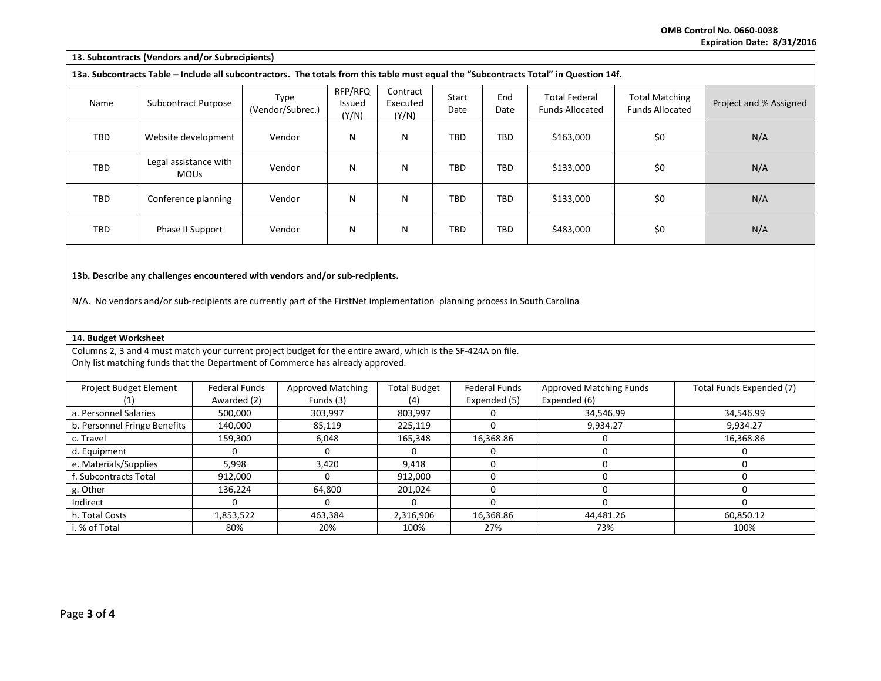OMB Control No. 0660-0038
Expiration Date: 8/31/2016

### 13. Subcontracts (Vendors and/or Subrecipients)

**13a. Subcontracts Table – Include all subcontractors. The totals from this table must equal the "Subcontracts Total" in Question 14f.**

| Name | Subcontract Purpose | Type (Vendor/Subrec.) | RFP/RFQ Issued (Y/N) | Contract Executed (Y/N) | Start Date | End Date | Total Federal Funds Allocated | Total Matching Funds Allocated | Project and % Assigned |
|---|---|---|---|---|---|---|---|---|---|
| TBD | Website development | Vendor | N | N | TBD | TBD | $163,000 | $0 | N/A |
| TBD | Legal assistance with MOUs | Vendor | N | N | TBD | TBD | $133,000 | $0 | N/A |
| TBD | Conference planning | Vendor | N | N | TBD | TBD | $133,000 | $0 | N/A |
| TBD | Phase II Support | Vendor | N | N | TBD | TBD | $483,000 | $0 | N/A |

**13b. Describe any challenges encountered with vendors and/or sub-recipients.**

N/A. No vendors and/or sub-recipients are currently part of the FirstNet implementation planning process in South Carolina

### 14. Budget Worksheet

Columns 2, 3 and 4 must match your current project budget for the entire award, which is the SF-424A on file.
Only list matching funds that the Department of Commerce has already approved.

| Project Budget Element (1) | Federal Funds Awarded (2) | Approved Matching Funds (3) | Total Budget (4) | Federal Funds Expended (5) | Approved Matching Funds Expended (6) | Total Funds Expended (7) |
|---|---|---|---|---|---|---|
| a. Personnel Salaries | 500,000 | 303,997 | 803,997 | 0 | 34,546.99 | 34,546.99 |
| b. Personnel Fringe Benefits | 140,000 | 85,119 | 225,119 | 0 | 9,934.27 | 9,934.27 |
| c. Travel | 159,300 | 6,048 | 165,348 | 16,368.86 | 0 | 16,368.86 |
| d. Equipment | 0 | 0 | 0 | 0 | 0 | 0 |
| e. Materials/Supplies | 5,998 | 3,420 | 9,418 | 0 | 0 | 0 |
| f. Subcontracts Total | 912,000 | 0 | 912,000 | 0 | 0 | 0 |
| g. Other | 136,224 | 64,800 | 201,024 | 0 | 0 | 0 |
| Indirect | 0 | 0 | 0 | 0 | 0 | 0 |
| h. Total Costs | 1,853,522 | 463,384 | 2,316,906 | 16,368.86 | 44,481.26 | 60,850.12 |
| i. % of Total | 80% | 20% | 100% | 27% | 73% | 100% |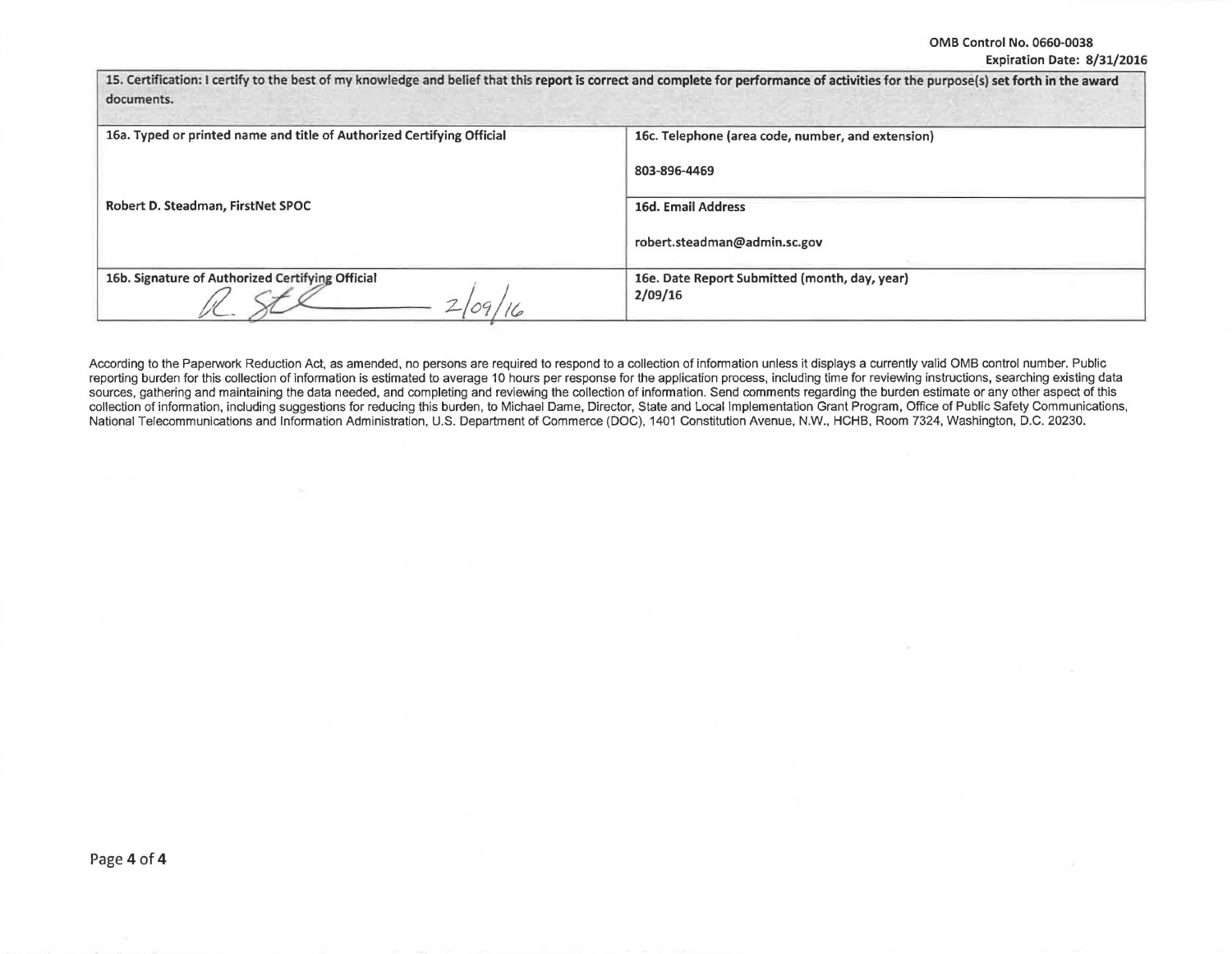OMB Control No. 0660-0038
Expiration Date: 8/31/2016

| | |
|---|---|
| **15. Certification: I certify to the best of my knowledge and belief that this report is correct and complete for performance of activities for the purpose(s) set forth in the award documents.** | |
| **16a. Typed or printed name and title of Authorized Certifying Official**<br><br>**Robert D. Steadman, FirstNet SPOC** | **16c. Telephone (area code, number, and extension)**<br><br>803-896-4469 |
| | **16d. Email Address**<br><br>robert.steadman@admin.sc.gov |
| **16b. Signature of Authorized Certifying Official**<br>R. St 2/09/16 | **16e. Date Report Submitted (month, day, year)**<br>2/09/16 |

According to the Paperwork Reduction Act, as amended, no persons are required to respond to a collection of information unless it displays a currently valid OMB control number. Public reporting burden for this collection of information is estimated to average 10 hours per response for the application process, including time for reviewing instructions, searching existing data sources, gathering and maintaining the data needed, and completing and reviewing the collection of information. Send comments regarding the burden estimate or any other aspect of this collection of information, including suggestions for reducing this burden, to Michael Dame, Director, State and Local Implementation Grant Program, Office of Public Safety Communications, National Telecommunications and Information Administration, U.S. Department of Commerce (DOC), 1401 Constitution Avenue, N.W., HCHB, Room 7324, Washington, D.C. 20230.